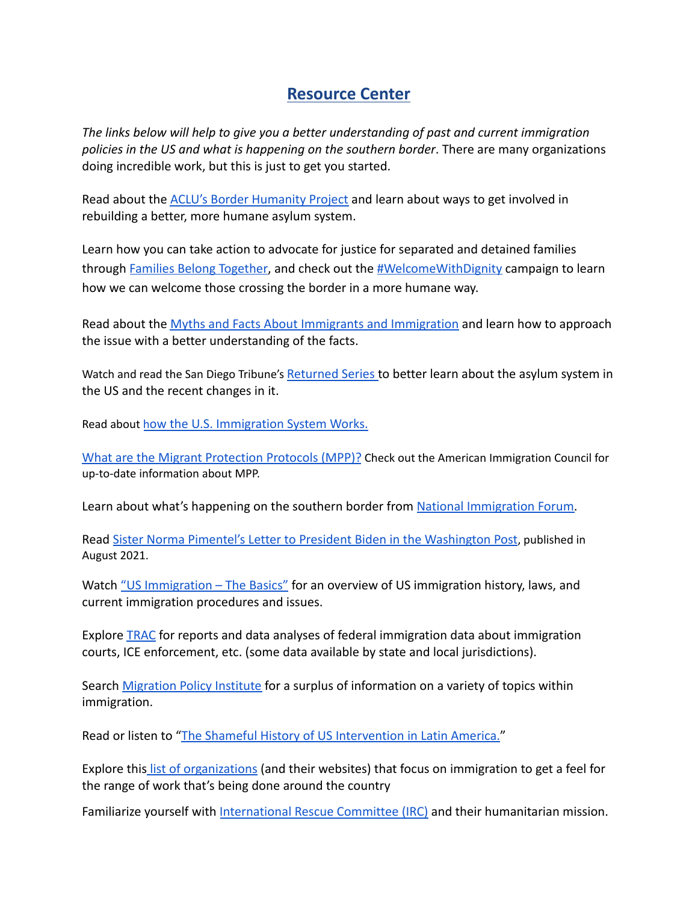# Resource Center

*The links below will help to give you a better understanding of past and current immigration policies in the US and what is happening on the southern border*. There are many organizations doing incredible work, but this is just to get you started.

Read about the ACLU's Border Humanity Project and learn about ways to get involved in rebuilding a better, more humane asylum system.

Learn how you can take action to advocate for justice for separated and detained families through Families Belong Together, and check out the #WelcomeWithDignity campaign to learn how we can welcome those crossing the border in a more humane way.

Read about the Myths and Facts About Immigrants and Immigration and learn how to approach the issue with a better understanding of the facts.

Watch and read the San Diego Tribune's Returned Series to better learn about the asylum system in the US and the recent changes in it.

Read about how the U.S. Immigration System Works.

What are the Migrant Protection Protocols (MPP)? Check out the American Immigration Council for up-to-date information about MPP.

Learn about what's happening on the southern border from National Immigration Forum.

Read Sister Norma Pimentel's Letter to President Biden in the Washington Post, published in August 2021.

Watch "US Immigration – The Basics" for an overview of US immigration history, laws, and current immigration procedures and issues.

Explore TRAC for reports and data analyses of federal immigration data about immigration courts, ICE enforcement, etc. (some data available by state and local jurisdictions).

Search Migration Policy Institute for a surplus of information on a variety of topics within immigration.

Read or listen to "The Shameful History of US Intervention in Latin America."

Explore this list of organizations (and their websites) that focus on immigration to get a feel for the range of work that's being done around the country

Familiarize yourself with International Rescue Committee (IRC) and their humanitarian mission.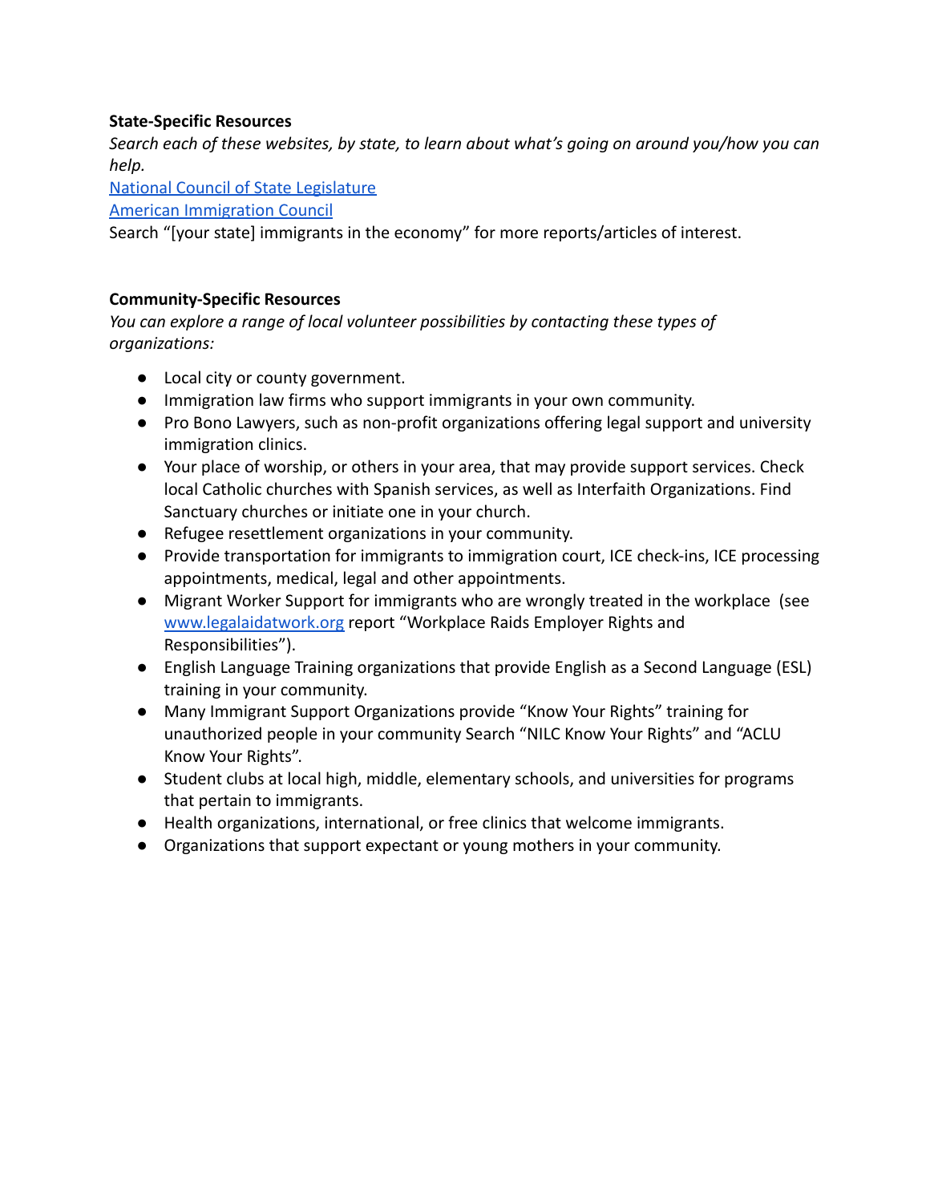**State-Specific Resources**

*Search each of these websites, by state, to learn about what's going on around you/how you can help.*

National Council of State Legislature

American Immigration Council

Search "[your state] immigrants in the economy" for more reports/articles of interest.

**Community-Specific Resources**

*You can explore a range of local volunteer possibilities by contacting these types of organizations:*

- Local city or county government.
- Immigration law firms who support immigrants in your own community.
- Pro Bono Lawyers, such as non-profit organizations offering legal support and university immigration clinics.
- Your place of worship, or others in your area, that may provide support services. Check local Catholic churches with Spanish services, as well as Interfaith Organizations. Find Sanctuary churches or initiate one in your church.
- Refugee resettlement organizations in your community.
- Provide transportation for immigrants to immigration court, ICE check-ins, ICE processing appointments, medical, legal and other appointments.
- Migrant Worker Support for immigrants who are wrongly treated in the workplace (see www.legalaidatwork.org report "Workplace Raids Employer Rights and Responsibilities").
- English Language Training organizations that provide English as a Second Language (ESL) training in your community.
- Many Immigrant Support Organizations provide "Know Your Rights" training for unauthorized people in your community Search "NILC Know Your Rights" and "ACLU Know Your Rights".
- Student clubs at local high, middle, elementary schools, and universities for programs that pertain to immigrants.
- Health organizations, international, or free clinics that welcome immigrants.
- Organizations that support expectant or young mothers in your community.